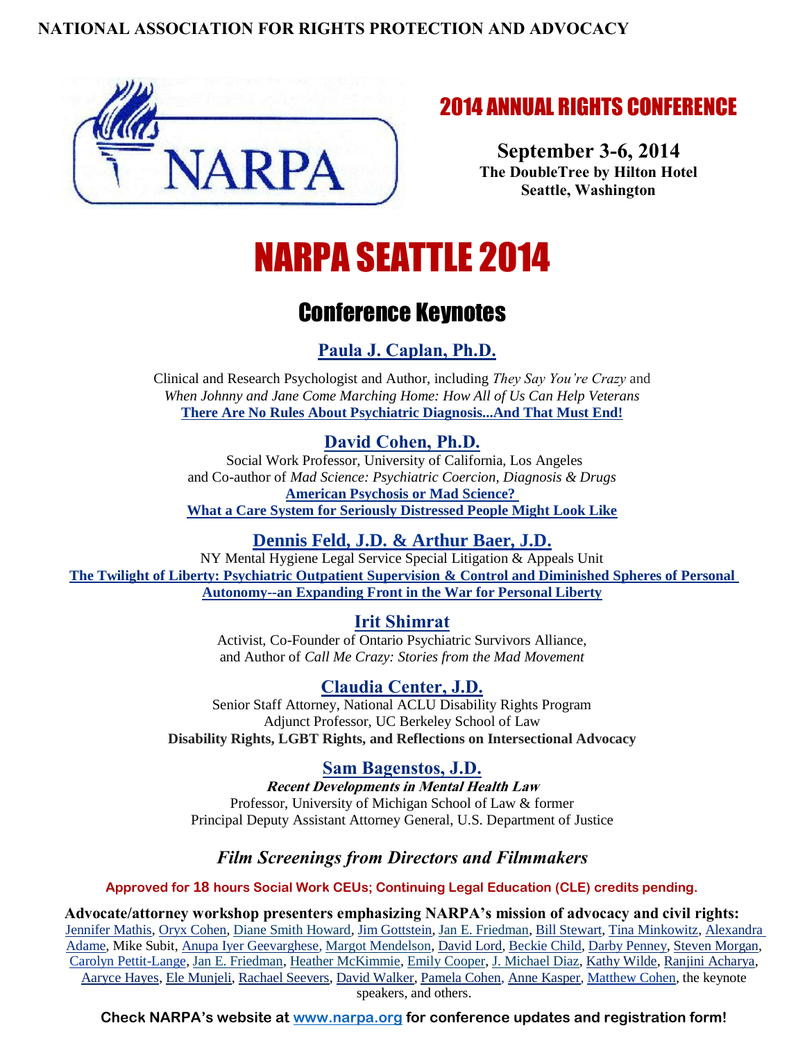**NATIONAL ASSOCIATION FOR RIGHTS PROTECTION AND ADVOCACY**

NARPA

## 2014 ANNUAL RIGHTS CONFERENCE

**September 3-6, 2014**
**The DoubleTree by Hilton Hotel**
**Seattle, Washington**

# NARPA SEATTLE 2014

## Conference Keynotes

### Paula J. Caplan, Ph.D.

Clinical and Research Psychologist and Author, including *They Say You're Crazy* and *When Johnny and Jane Come Marching Home: How All of Us Can Help Veterans*
**There Are No Rules About Psychiatric Diagnosis...And That Must End!**

### David Cohen, Ph.D.

Social Work Professor, University of California, Los Angeles
and Co-author of *Mad Science: Psychiatric Coercion, Diagnosis & Drugs*
**American Psychosis or Mad Science?**
**What a Care System for Seriously Distressed People Might Look Like**

### Dennis Feld, J.D. & Arthur Baer, J.D.

NY Mental Hygiene Legal Service Special Litigation & Appeals Unit
**The Twilight of Liberty: Psychiatric Outpatient Supervision & Control and Diminished Spheres of Personal Autonomy--an Expanding Front in the War for Personal Liberty**

### Irit Shimrat

Activist, Co-Founder of Ontario Psychiatric Survivors Alliance,
and Author of *Call Me Crazy: Stories from the Mad Movement*

### Claudia Center, J.D.

Senior Staff Attorney, National ACLU Disability Rights Program
Adjunct Professor, UC Berkeley School of Law
**Disability Rights, LGBT Rights, and Reflections on Intersectional Advocacy**

### Sam Bagenstos, J.D.

***Recent Developments in Mental Health Law***
Professor, University of Michigan School of Law & former
Principal Deputy Assistant Attorney General, U.S. Department of Justice

### *Film Screenings from Directors and Filmmakers*

**Approved for 18 hours Social Work CEUs; Continuing Legal Education (CLE) credits pending.**

**Advocate/attorney workshop presenters emphasizing NARPA's mission of advocacy and civil rights:**
Jennifer Mathis, Oryx Cohen, Diane Smith Howard, Jim Gottstein, Jan E. Friedman, Bill Stewart, Tina Minkowitz, Alexandra Adame, Mike Subit, Anupa Iyer Geevarghese, Margot Mendelson, David Lord, Beckie Child, Darby Penney, Steven Morgan, Carolyn Pettit-Lange, Jan E. Friedman, Heather McKimmie, Emily Cooper, J. Michael Diaz, Kathy Wilde, Ranjini Acharya, Aaryce Hayes, Ele Munjeli, Rachael Seevers, David Walker, Pamela Cohen, Anne Kasper, Matthew Cohen, the keynote speakers, and others.

**Check NARPA's website at www.narpa.org for conference updates and registration form!**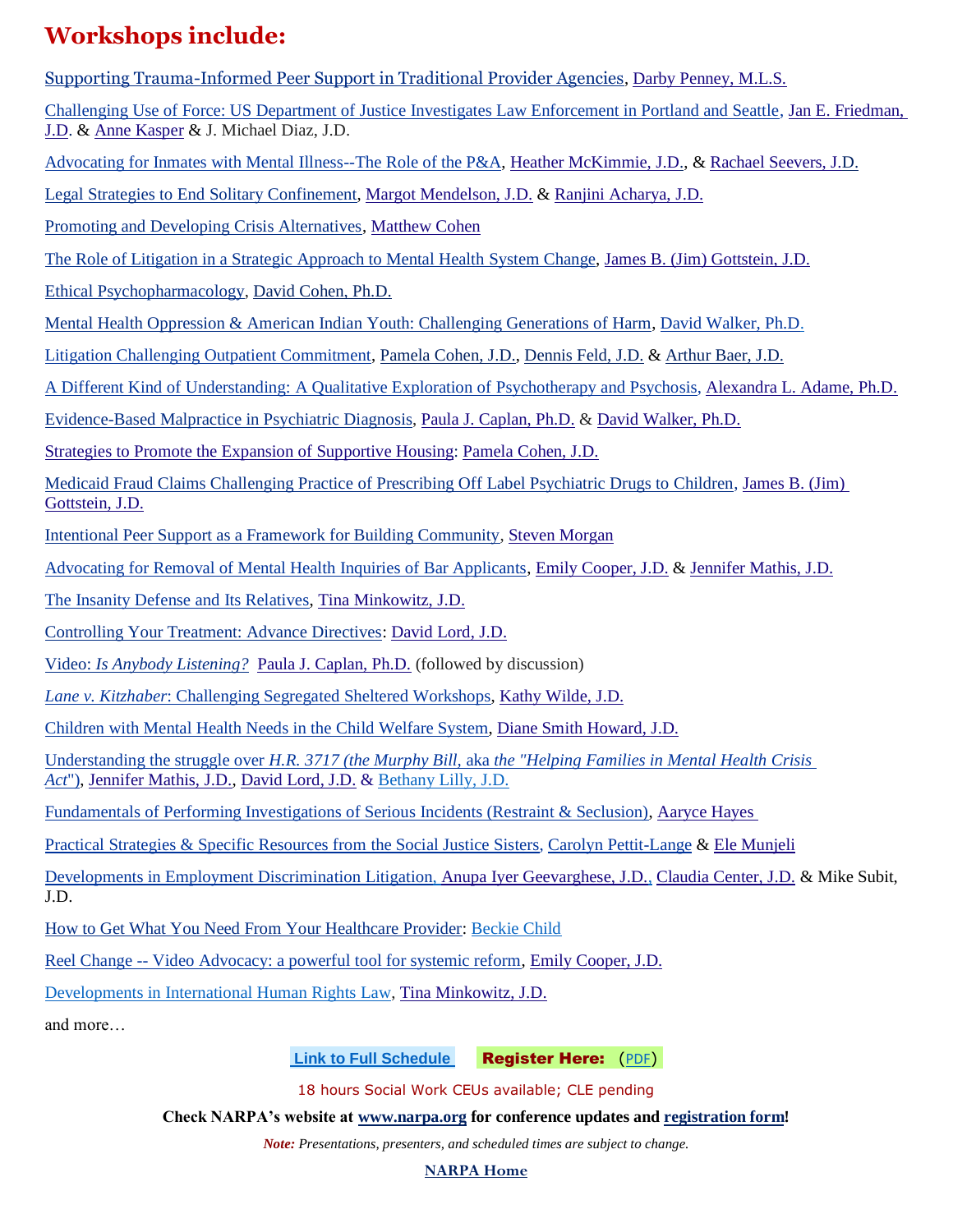## Workshops include:

Supporting Trauma-Informed Peer Support in Traditional Provider Agencies, Darby Penney, M.L.S.

Challenging Use of Force: US Department of Justice Investigates Law Enforcement in Portland and Seattle, Jan E. Friedman, J.D. & Anne Kasper & J. Michael Diaz, J.D.

Advocating for Inmates with Mental Illness--The Role of the P&A, Heather McKimmie, J.D., & Rachael Seevers, J.D.

Legal Strategies to End Solitary Confinement, Margot Mendelson, J.D. & Ranjini Acharya, J.D.

Promoting and Developing Crisis Alternatives, Matthew Cohen

The Role of Litigation in a Strategic Approach to Mental Health System Change, James B. (Jim) Gottstein, J.D.

Ethical Psychopharmacology, David Cohen, Ph.D.

Mental Health Oppression & American Indian Youth: Challenging Generations of Harm, David Walker, Ph.D.

Litigation Challenging Outpatient Commitment, Pamela Cohen, J.D., Dennis Feld, J.D. & Arthur Baer, J.D.

A Different Kind of Understanding: A Qualitative Exploration of Psychotherapy and Psychosis, Alexandra L. Adame, Ph.D.

Evidence-Based Malpractice in Psychiatric Diagnosis, Paula J. Caplan, Ph.D. & David Walker, Ph.D.

Strategies to Promote the Expansion of Supportive Housing: Pamela Cohen, J.D.

Medicaid Fraud Claims Challenging Practice of Prescribing Off Label Psychiatric Drugs to Children, James B. (Jim) Gottstein, J.D.

Intentional Peer Support as a Framework for Building Community, Steven Morgan

Advocating for Removal of Mental Health Inquiries of Bar Applicants, Emily Cooper, J.D. & Jennifer Mathis, J.D.

The Insanity Defense and Its Relatives, Tina Minkowitz, J.D.

Controlling Your Treatment: Advance Directives: David Lord, J.D.

Video: *Is Anybody Listening?* Paula J. Caplan, Ph.D. (followed by discussion)

*Lane v. Kitzhaber*: Challenging Segregated Sheltered Workshops, Kathy Wilde, J.D.

Children with Mental Health Needs in the Child Welfare System, Diane Smith Howard, J.D.

Understanding the struggle over *H.R. 3717 (the Murphy Bill,* aka *the "Helping Families in Mental Health Crisis Act*"), Jennifer Mathis, J.D., David Lord, J.D. & Bethany Lilly, J.D.

Fundamentals of Performing Investigations of Serious Incidents (Restraint & Seclusion), Aaryce Hayes

Practical Strategies & Specific Resources from the Social Justice Sisters, Carolyn Pettit-Lange & Ele Munjeli

Developments in Employment Discrimination Litigation, Anupa Iyer Geevarghese, J.D., Claudia Center, J.D. & Mike Subit, J.D.

How to Get What You Need From Your Healthcare Provider: Beckie Child

Reel Change -- Video Advocacy: a powerful tool for systemic reform, Emily Cooper, J.D.

Developments in International Human Rights Law, Tina Minkowitz, J.D.

and more…

**Link to Full Schedule** **Register Here:** (PDF)

18 hours Social Work CEUs available; CLE pending

**Check NARPA's website at www.narpa.org for conference updates and registration form!**

***Note:*** *Presentations, presenters, and scheduled times are subject to change.*

**NARPA Home**